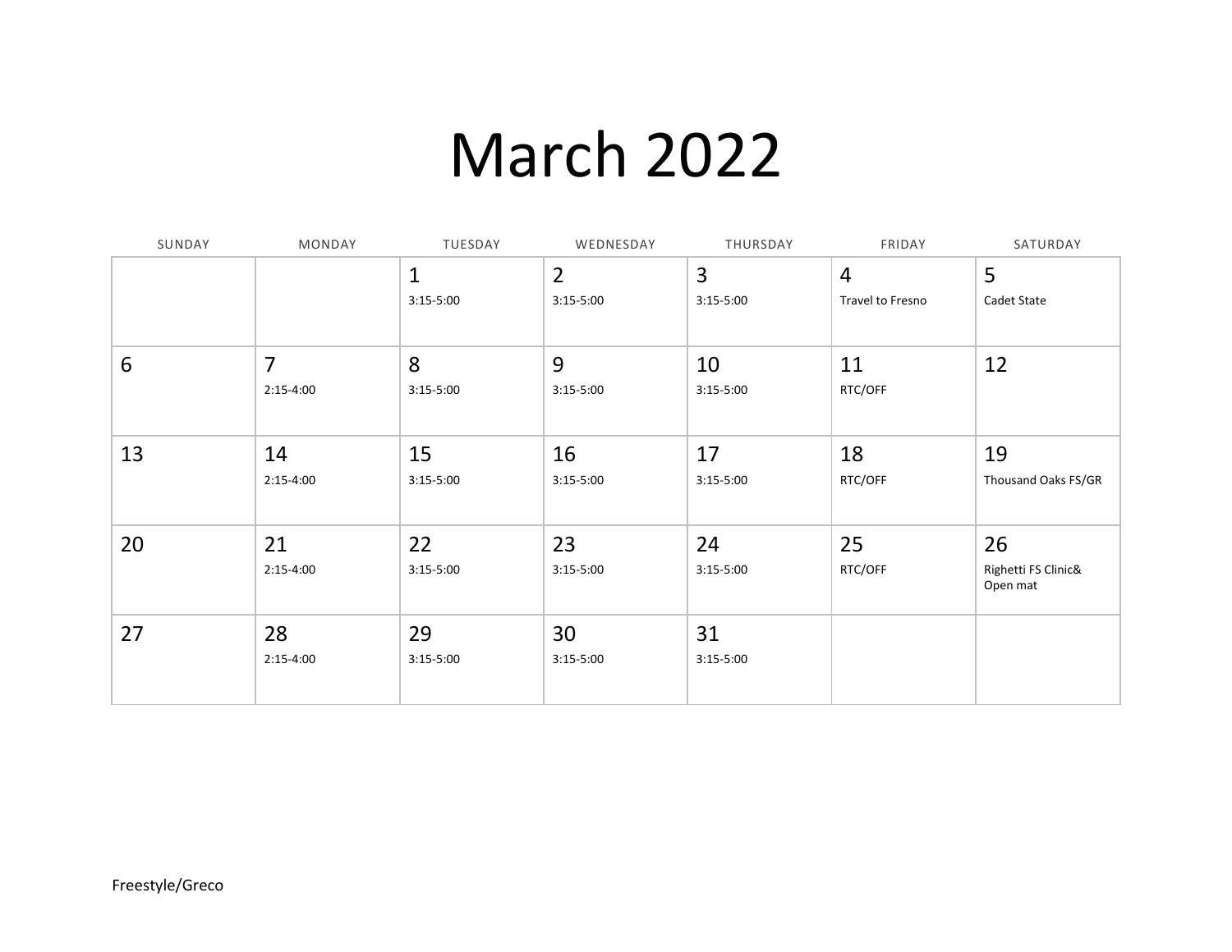# March 2022

| SUNDAY | MONDAY | TUESDAY | WEDNESDAY | THURSDAY | FRIDAY | SATURDAY |
| --- | --- | --- | --- | --- | --- | --- |
| | | 1<br>3:15-5:00 | 2<br>3:15-5:00 | 3<br>3:15-5:00 | 4<br>Travel to Fresno | 5<br>Cadet State |
| 6 | 7<br>2:15-4:00 | 8<br>3:15-5:00 | 9<br>3:15-5:00 | 10<br>3:15-5:00 | 11<br>RTC/OFF | 12 |
| 13 | 14<br>2:15-4:00 | 15<br>3:15-5:00 | 16<br>3:15-5:00 | 17<br>3:15-5:00 | 18<br>RTC/OFF | 19<br>Thousand Oaks FS/GR |
| 20 | 21<br>2:15-4:00 | 22<br>3:15-5:00 | 23<br>3:15-5:00 | 24<br>3:15-5:00 | 25<br>RTC/OFF | 26<br>Righetti FS Clinic& Open mat |
| 27 | 28<br>2:15-4:00 | 29<br>3:15-5:00 | 30<br>3:15-5:00 | 31<br>3:15-5:00 | | |

Freestyle/Greco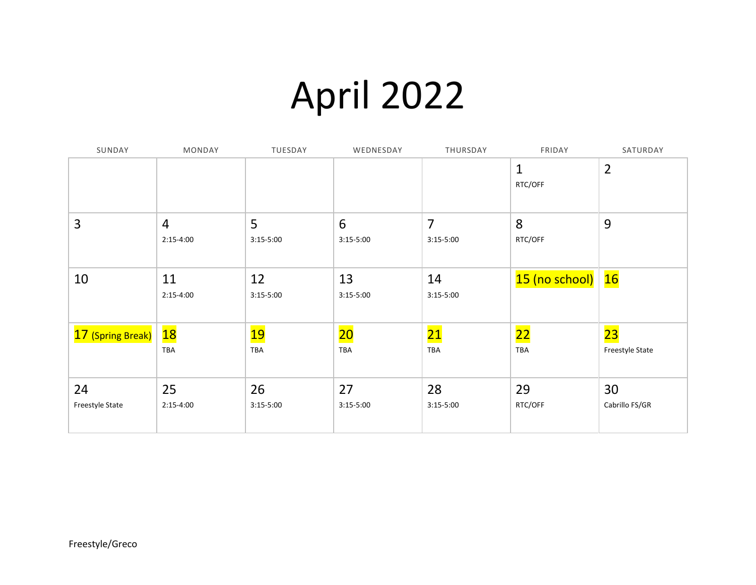# April 2022

| SUNDAY | MONDAY | TUESDAY | WEDNESDAY | THURSDAY | FRIDAY | SATURDAY |
|---|---|---|---|---|---|---|
| | | | | | 1 RTC/OFF | 2 |
| 3 | 4 2:15-4:00 | 5 3:15-5:00 | 6 3:15-5:00 | 7 3:15-5:00 | 8 RTC/OFF | 9 |
| 10 | 11 2:15-4:00 | 12 3:15-5:00 | 13 3:15-5:00 | 14 3:15-5:00 | 15 (no school) | 16 |
| 17 (Spring Break) | 18 TBA | 19 TBA | 20 TBA | 21 TBA | 22 TBA | 23 Freestyle State |
| 24 Freestyle State | 25 2:15-4:00 | 26 3:15-5:00 | 27 3:15-5:00 | 28 3:15-5:00 | 29 RTC/OFF | 30 Cabrillo FS/GR |

Freestyle/Greco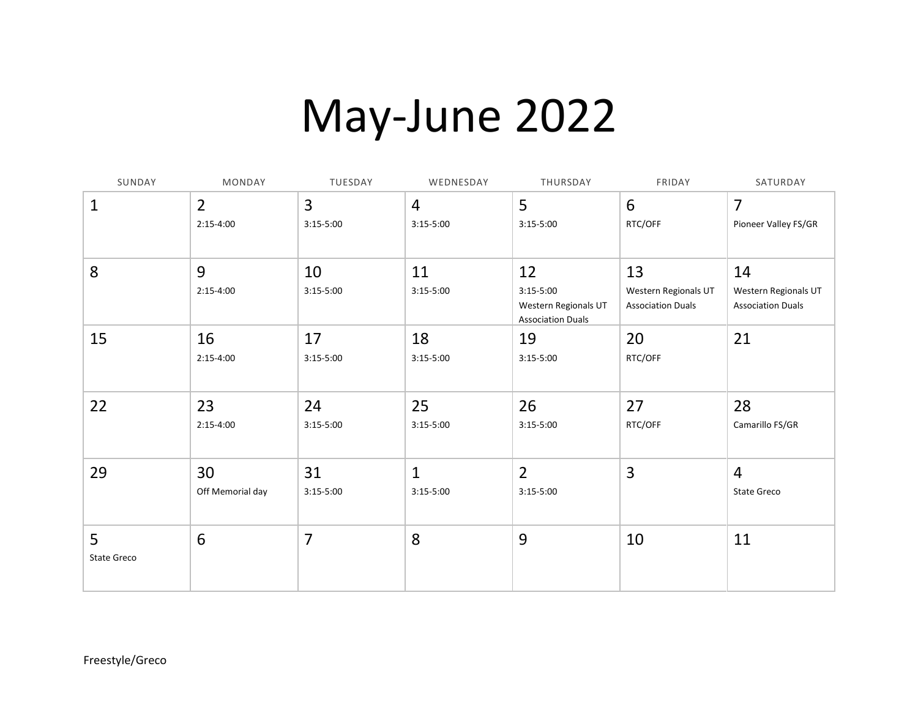# May-June 2022

| SUNDAY | MONDAY | TUESDAY | WEDNESDAY | THURSDAY | FRIDAY | SATURDAY |
|---|---|---|---|---|---|---|
| 1 | 2<br>2:15-4:00 | 3<br>3:15-5:00 | 4<br>3:15-5:00 | 5<br>3:15-5:00 | 6<br>RTC/OFF | 7<br>Pioneer Valley FS/GR |
| 8 | 9<br>2:15-4:00 | 10<br>3:15-5:00 | 11<br>3:15-5:00 | 12<br>3:15-5:00<br>Western Regionals UT Association Duals | 13<br>Western Regionals UT Association Duals | 14<br>Western Regionals UT Association Duals |
| 15 | 16<br>2:15-4:00 | 17<br>3:15-5:00 | 18<br>3:15-5:00 | 19<br>3:15-5:00 | 20<br>RTC/OFF | 21 |
| 22 | 23<br>2:15-4:00 | 24<br>3:15-5:00 | 25<br>3:15-5:00 | 26<br>3:15-5:00 | 27<br>RTC/OFF | 28<br>Camarillo FS/GR |
| 29 | 30<br>Off Memorial day | 31<br>3:15-5:00 | 1<br>3:15-5:00 | 2<br>3:15-5:00 | 3 | 4<br>State Greco |
| 5<br>State Greco | 6 | 7 | 8 | 9 | 10 | 11 |

Freestyle/Greco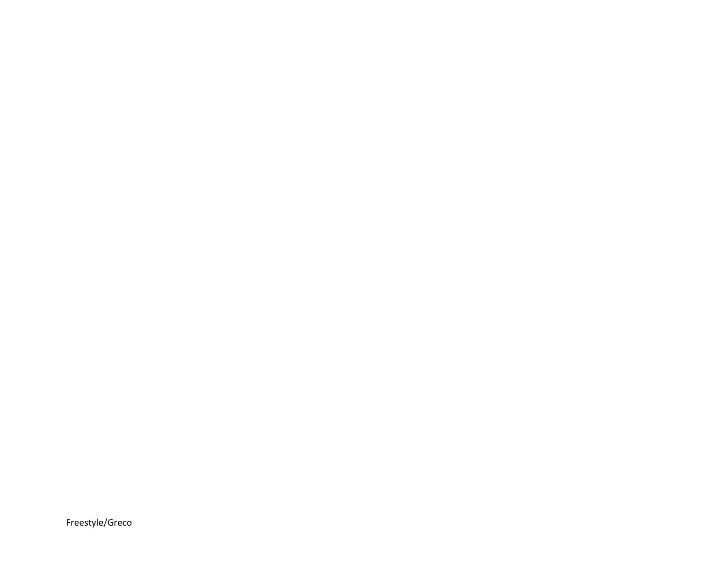Freestyle/Greco